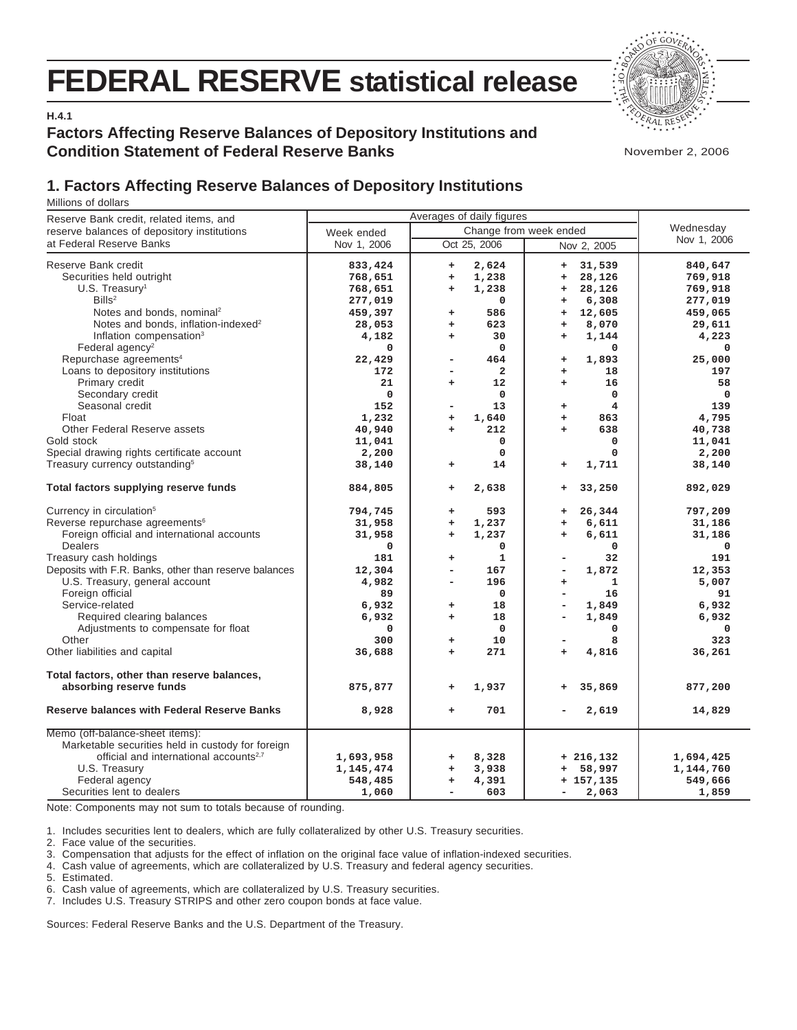# FEDERAL RESERVE statistical release

H.4.1

## Factors Affecting Reserve Balances of Depository Institutions and Condition Statement of Federal Reserve Banks

November 2, 2006

## 1. Factors Affecting Reserve Balances of Depository Institutions

Millions of dollars

| Reserve Bank credit, related items, and reserve balances of depository institutions at Federal Reserve Banks | Averages of daily figures | | | Wednesday Nov 1, 2006 |
|---|---|---|---|---|
| | Week ended Nov 1, 2006 | Change from week ended Oct 25, 2006 | Change from week ended Nov 2, 2005 | |
| Reserve Bank credit | 833,424 | + 2,624 | + 31,539 | 840,647 |
| Securities held outright | 768,651 | + 1,238 | + 28,126 | 769,918 |
| U.S. Treasury[1] | 768,651 | + 1,238 | + 28,126 | 769,918 |
| Bills[2] | 277,019 | 0 | + 6,308 | 277,019 |
| Notes and bonds, nominal[2] | 459,397 | + 586 | + 12,605 | 459,065 |
| Notes and bonds, inflation-indexed[2] | 28,053 | + 623 | + 8,070 | 29,611 |
| Inflation compensation[3] | 4,182 | + 30 | + 1,144 | 4,223 |
| Federal agency[2] | 0 | 0 | 0 | 0 |
| Repurchase agreements[4] | 22,429 | - 464 | + 1,893 | 25,000 |
| Loans to depository institutions | 172 | - 2 | + 18 | 197 |
| Primary credit | 21 | + 12 | + 16 | 58 |
| Secondary credit | 0 | 0 | 0 | 0 |
| Seasonal credit | 152 | - 13 | + 4 | 139 |
| Float | 1,232 | + 1,640 | + 863 | 4,795 |
| Other Federal Reserve assets | 40,940 | + 212 | + 638 | 40,738 |
| Gold stock | 11,041 | 0 | 0 | 11,041 |
| Special drawing rights certificate account | 2,200 | 0 | 0 | 2,200 |
| Treasury currency outstanding[5] | 38,140 | + 14 | + 1,711 | 38,140 |
| **Total factors supplying reserve funds** | **884,805** | **+ 2,638** | **+ 33,250** | **892,029** |
| Currency in circulation[5] | 794,745 | + 593 | + 26,344 | 797,209 |
| Reverse repurchase agreements[6] | 31,958 | + 1,237 | + 6,611 | 31,186 |
| Foreign official and international accounts | 31,958 | + 1,237 | + 6,611 | 31,186 |
| Dealers | 0 | 0 | 0 | 0 |
| Treasury cash holdings | 181 | + 1 | - 32 | 191 |
| Deposits with F.R. Banks, other than reserve balances | 12,304 | - 167 | - 1,872 | 12,353 |
| U.S. Treasury, general account | 4,982 | - 196 | + 1 | 5,007 |
| Foreign official | 89 | 0 | - 16 | 91 |
| Service-related | 6,932 | + 18 | - 1,849 | 6,932 |
| Required clearing balances | 6,932 | + 18 | - 1,849 | 6,932 |
| Adjustments to compensate for float | 0 | 0 | 0 | 0 |
| Other | 300 | + 10 | - 8 | 323 |
| Other liabilities and capital | 36,688 | + 271 | + 4,816 | 36,261 |
| **Total factors, other than reserve balances, absorbing reserve funds** | **875,877** | **+ 1,937** | **+ 35,869** | **877,200** |
| **Reserve balances with Federal Reserve Banks** | **8,928** | **+ 701** | **- 2,619** | **14,829** |
| Memo (off-balance-sheet items): | | | | |
| Marketable securities held in custody for foreign official and international accounts[2,7] | 1,693,958 | + 8,328 | + 216,132 | 1,694,425 |
| U.S. Treasury | 1,145,474 | + 3,938 | + 58,997 | 1,144,760 |
| Federal agency | 548,485 | + 4,391 | + 157,135 | 549,666 |
| Securities lent to dealers | 1,060 | - 603 | - 2,063 | 1,859 |

Note: Components may not sum to totals because of rounding.

1. Includes securities lent to dealers, which are fully collateralized by other U.S. Treasury securities.
2. Face value of the securities.
3. Compensation that adjusts for the effect of inflation on the original face value of inflation-indexed securities.
4. Cash value of agreements, which are collateralized by U.S. Treasury and federal agency securities.
5. Estimated.
6. Cash value of agreements, which are collateralized by U.S. Treasury securities.
7. Includes U.S. Treasury STRIPS and other zero coupon bonds at face value.

Sources: Federal Reserve Banks and the U.S. Department of the Treasury.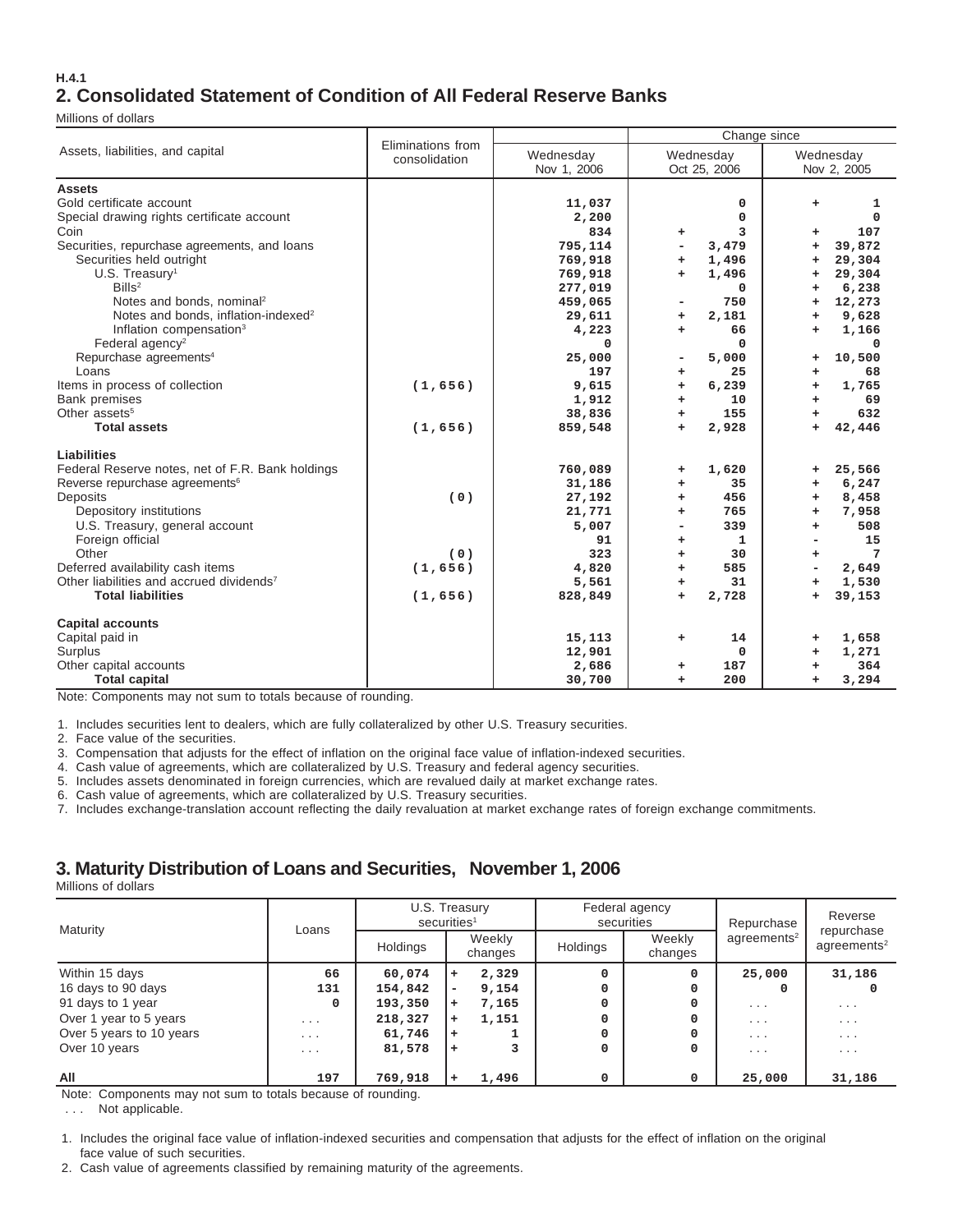H.4.1

## 2. Consolidated Statement of Condition of All Federal Reserve Banks

Millions of dollars

| Assets, liabilities, and capital | Eliminations from consolidation | Wednesday Nov 1, 2006 | Change since Wednesday Oct 25, 2006 | Change since Wednesday Nov 2, 2005 |
|---|---|---|---|---|
| **Assets** | | | | |
| Gold certificate account | | 11,037 | 0 | + 1 |
| Special drawing rights certificate account | | 2,200 | 0 | 0 |
| Coin | | 834 | + 3 | + 107 |
| Securities, repurchase agreements, and loans | | 795,114 | - 3,479 | + 39,872 |
| Securities held outright | | 769,918 | + 1,496 | + 29,304 |
| U.S. Treasury[1] | | 769,918 | + 1,496 | + 29,304 |
| Bills[2] | | 277,019 | 0 | + 6,238 |
| Notes and bonds, nominal[2] | | 459,065 | - 750 | + 12,273 |
| Notes and bonds, inflation-indexed[2] | | 29,611 | + 2,181 | + 9,628 |
| Inflation compensation[3] | | 4,223 | + 66 | + 1,166 |
| Federal agency[2] | | 0 | 0 | 0 |
| Repurchase agreements[4] | | 25,000 | - 5,000 | + 10,500 |
| Loans | | 197 | + 25 | + 68 |
| Items in process of collection | (1,656) | 9,615 | + 6,239 | + 1,765 |
| Bank premises | | 1,912 | + 10 | + 69 |
| Other assets[5] | | 38,836 | + 155 | + 632 |
| **Total assets** | (1,656) | 859,548 | + 2,928 | + 42,446 |
| **Liabilities** | | | | |
| Federal Reserve notes, net of F.R. Bank holdings | | 760,089 | + 1,620 | + 25,566 |
| Reverse repurchase agreements[6] | | 31,186 | + 35 | + 6,247 |
| Deposits | (0) | 27,192 | + 456 | + 8,458 |
| Depository institutions | | 21,771 | + 765 | + 7,958 |
| U.S. Treasury, general account | | 5,007 | - 339 | + 508 |
| Foreign official | | 91 | + 1 | - 15 |
| Other | (0) | 323 | + 30 | + 7 |
| Deferred availability cash items | (1,656) | 4,820 | + 585 | - 2,649 |
| Other liabilities and accrued dividends[7] | | 5,561 | + 31 | + 1,530 |
| **Total liabilities** | (1,656) | 828,849 | + 2,728 | + 39,153 |
| **Capital accounts** | | | | |
| Capital paid in | | 15,113 | + 14 | + 1,658 |
| Surplus | | 12,901 | 0 | + 1,271 |
| Other capital accounts | | 2,686 | + 187 | + 364 |
| **Total capital** | | 30,700 | + 200 | + 3,294 |

Note: Components may not sum to totals because of rounding.

1. Includes securities lent to dealers, which are fully collateralized by other U.S. Treasury securities.
2. Face value of the securities.
3. Compensation that adjusts for the effect of inflation on the original face value of inflation-indexed securities.
4. Cash value of agreements, which are collateralized by U.S. Treasury and federal agency securities.
5. Includes assets denominated in foreign currencies, which are revalued daily at market exchange rates.
6. Cash value of agreements, which are collateralized by U.S. Treasury securities.
7. Includes exchange-translation account reflecting the daily revaluation at market exchange rates of foreign exchange commitments.

## 3. Maturity Distribution of Loans and Securities, November 1, 2006

Millions of dollars

| Maturity | Loans | U.S. Treasury securities[1] | | Federal agency securities | | Repurchase agreements[2] | Reverse repurchase agreements[2] |
|---|---|---|---|---|---|---|---|
| | | Holdings | Weekly changes | Holdings | Weekly changes | | |
| Within 15 days | 66 | 60,074 | + 2,329 | 0 | 0 | 25,000 | 31,186 |
| 16 days to 90 days | 131 | 154,842 | - 9,154 | 0 | 0 | 0 | 0 |
| 91 days to 1 year | 0 | 193,350 | + 7,165 | 0 | 0 | ... | ... |
| Over 1 year to 5 years | ... | 218,327 | + 1,151 | 0 | 0 | ... | ... |
| Over 5 years to 10 years | ... | 61,746 | + 1 | 0 | 0 | ... | ... |
| Over 10 years | ... | 81,578 | + 3 | 0 | 0 | ... | ... |
| All | 197 | 769,918 | + 1,496 | 0 | 0 | 25,000 | 31,186 |

Note: Components may not sum to totals because of rounding.

... Not applicable.

1. Includes the original face value of inflation-indexed securities and compensation that adjusts for the effect of inflation on the original face value of such securities.
2. Cash value of agreements classified by remaining maturity of the agreements.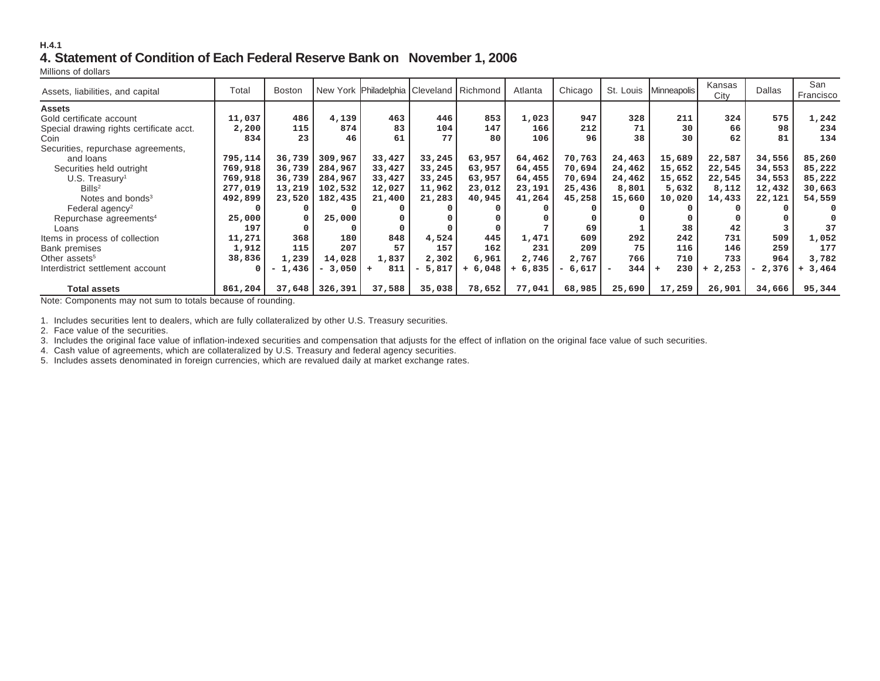H.4.1

# 4. Statement of Condition of Each Federal Reserve Bank on November 1, 2006

Millions of dollars

| Assets, liabilities, and capital | Total | Boston | New York | Philadelphia | Cleveland | Richmond | Atlanta | Chicago | St. Louis | Minneapolis | Kansas City | Dallas | San Francisco |
|---|---|---|---|---|---|---|---|---|---|---|---|---|---|
| **Assets** | | | | | | | | | | | | | |
| Gold certificate account | 11,037 | 486 | 4,139 | 463 | 446 | 853 | 1,023 | 947 | 328 | 211 | 324 | 575 | 1,242 |
| Special drawing rights certificate acct. | 2,200 | 115 | 874 | 83 | 104 | 147 | 166 | 212 | 71 | 30 | 66 | 98 | 234 |
| Coin | 834 | 23 | 46 | 61 | 77 | 80 | 106 | 96 | 38 | 30 | 62 | 81 | 134 |
| Securities, repurchase agreements, and loans | 795,114 | 36,739 | 309,967 | 33,427 | 33,245 | 63,957 | 64,462 | 70,763 | 24,463 | 15,689 | 22,587 | 34,556 | 85,260 |
| Securities held outright | 769,918 | 36,739 | 284,967 | 33,427 | 33,245 | 63,957 | 64,455 | 70,694 | 24,462 | 15,652 | 22,545 | 34,553 | 85,222 |
| U.S. Treasury[1] | 769,918 | 36,739 | 284,967 | 33,427 | 33,245 | 63,957 | 64,455 | 70,694 | 24,462 | 15,652 | 22,545 | 34,553 | 85,222 |
| Bills[2] | 277,019 | 13,219 | 102,532 | 12,027 | 11,962 | 23,012 | 23,191 | 25,436 | 8,801 | 5,632 | 8,112 | 12,432 | 30,663 |
| Notes and bonds[3] | 492,899 | 23,520 | 182,435 | 21,400 | 21,283 | 40,945 | 41,264 | 45,258 | 15,660 | 10,020 | 14,433 | 22,121 | 54,559 |
| Federal agency[2] | 0 | 0 | 0 | 0 | 0 | 0 | 0 | 0 | 0 | 0 | 0 | 0 | 0 |
| Repurchase agreements[4] | 25,000 | 0 | 25,000 | 0 | 0 | 0 | 0 | 0 | 0 | 0 | 0 | 0 | 0 |
| Loans | 197 | 0 | 0 | 0 | 0 | 0 | 7 | 69 | 1 | 38 | 42 | 3 | 37 |
| Items in process of collection | 11,271 | 368 | 180 | 848 | 4,524 | 445 | 1,471 | 609 | 292 | 242 | 731 | 509 | 1,052 |
| Bank premises | 1,912 | 115 | 207 | 57 | 157 | 162 | 231 | 209 | 75 | 116 | 146 | 259 | 177 |
| Other assets[5] | 38,836 | 1,239 | 14,028 | 1,837 | 2,302 | 6,961 | 2,746 | 2,767 | 766 | 710 | 733 | 964 | 3,782 |
| Interdistrict settlement account | 0 | - 1,436 | - 3,050 | + 811 | - 5,817 | + 6,048 | + 6,835 | - 6,617 | - 344 | + 230 | + 2,253 | - 2,376 | + 3,464 |
| **Total assets** | 861,204 | 37,648 | 326,391 | 37,588 | 35,038 | 78,652 | 77,041 | 68,985 | 25,690 | 17,259 | 26,901 | 34,666 | 95,344 |

Note: Components may not sum to totals because of rounding.

1. Includes securities lent to dealers, which are fully collateralized by other U.S. Treasury securities.
2. Face value of the securities.
3. Includes the original face value of inflation-indexed securities and compensation that adjusts for the effect of inflation on the original face value of such securities.
4. Cash value of agreements, which are collateralized by U.S. Treasury and federal agency securities.
5. Includes assets denominated in foreign currencies, which are revalued daily at market exchange rates.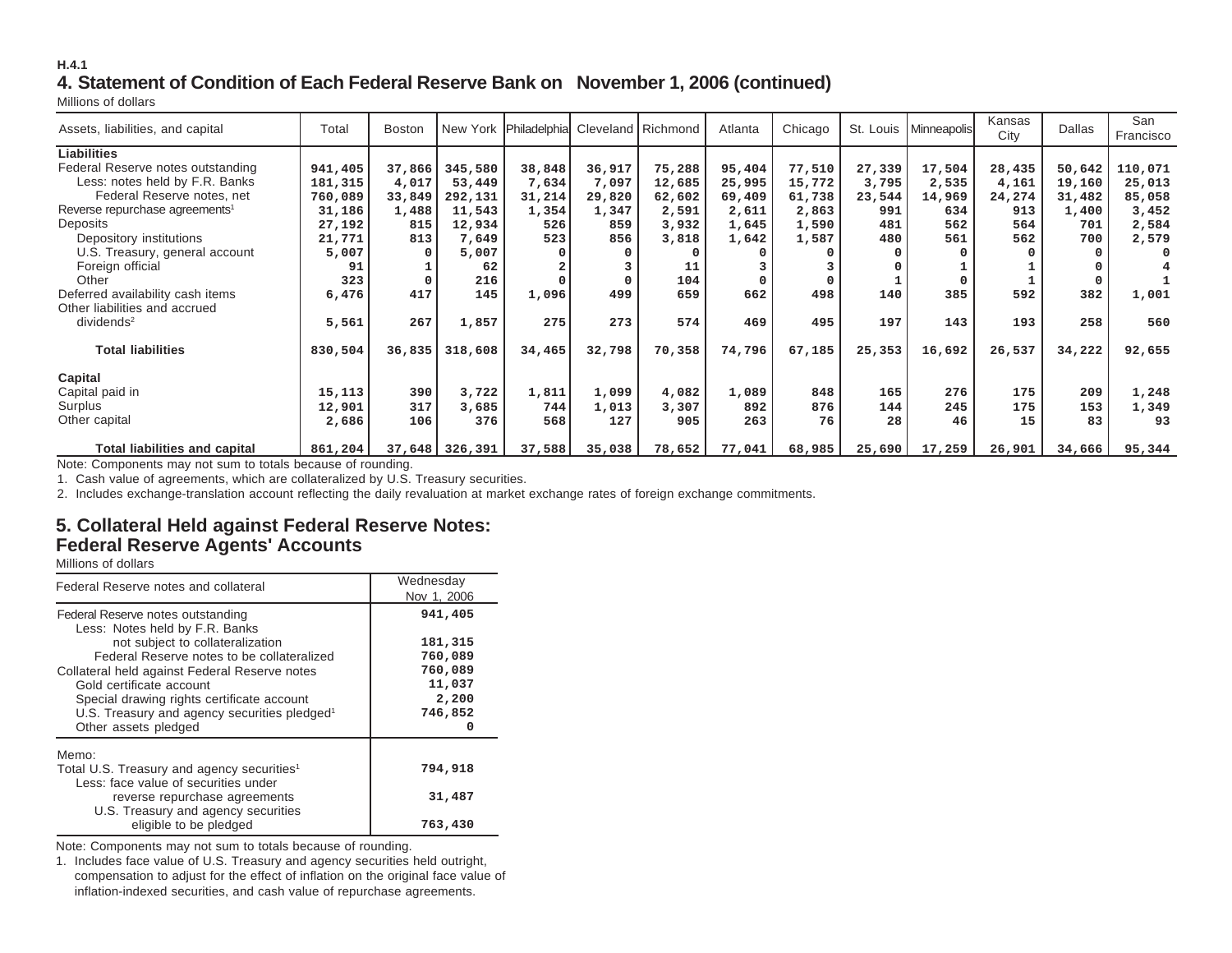H.4.1

## 4. Statement of Condition of Each Federal Reserve Bank on November 1, 2006 (continued)

Millions of dollars

| Assets, liabilities, and capital | Total | Boston | New York | Philadelphia | Cleveland | Richmond | Atlanta | Chicago | St. Louis | Minneapolis | Kansas City | Dallas | San Francisco |
|---|---|---|---|---|---|---|---|---|---|---|---|---|---|
| **Liabilities** | | | | | | | | | | | | | |
| Federal Reserve notes outstanding | 941,405 | 37,866 | 345,580 | 38,848 | 36,917 | 75,288 | 95,404 | 77,510 | 27,339 | 17,504 | 28,435 | 50,642 | 110,071 |
| Less: notes held by F.R. Banks | 181,315 | 4,017 | 53,449 | 7,634 | 7,097 | 12,685 | 25,995 | 15,772 | 3,795 | 2,535 | 4,161 | 19,160 | 25,013 |
| Federal Reserve notes, net | 760,089 | 33,849 | 292,131 | 31,214 | 29,820 | 62,602 | 69,409 | 61,738 | 23,544 | 14,969 | 24,274 | 31,482 | 85,058 |
| Reverse repurchase agreements[1] | 31,186 | 1,488 | 11,543 | 1,354 | 1,347 | 2,591 | 2,611 | 2,863 | 991 | 634 | 913 | 1,400 | 3,452 |
| Deposits | 27,192 | 815 | 12,934 | 526 | 859 | 3,932 | 1,645 | 1,590 | 481 | 562 | 564 | 701 | 2,584 |
| Depository institutions | 21,771 | 813 | 7,649 | 523 | 856 | 3,818 | 1,642 | 1,587 | 480 | 561 | 562 | 700 | 2,579 |
| U.S. Treasury, general account | 5,007 | 0 | 5,007 | 0 | 0 | 0 | 0 | 0 | 0 | 0 | 0 | 0 | 0 |
| Foreign official | 91 | 1 | 62 | 2 | 3 | 11 | 3 | 3 | 0 | 1 | 1 | 0 | 4 |
| Other | 323 | 0 | 216 | 0 | 0 | 104 | 0 | 0 | 1 | 0 | 1 | 0 | 1 |
| Deferred availability cash items | 6,476 | 417 | 145 | 1,096 | 499 | 659 | 662 | 498 | 140 | 385 | 592 | 382 | 1,001 |
| Other liabilities and accrued dividends[2] | 5,561 | 267 | 1,857 | 275 | 273 | 574 | 469 | 495 | 197 | 143 | 193 | 258 | 560 |
| **Total liabilities** | 830,504 | 36,835 | 318,608 | 34,465 | 32,798 | 70,358 | 74,796 | 67,185 | 25,353 | 16,692 | 26,537 | 34,222 | 92,655 |
| **Capital** | | | | | | | | | | | | | |
| Capital paid in | 15,113 | 390 | 3,722 | 1,811 | 1,099 | 4,082 | 1,089 | 848 | 165 | 276 | 175 | 209 | 1,248 |
| Surplus | 12,901 | 317 | 3,685 | 744 | 1,013 | 3,307 | 892 | 876 | 144 | 245 | 175 | 153 | 1,349 |
| Other capital | 2,686 | 106 | 376 | 568 | 127 | 905 | 263 | 76 | 28 | 46 | 15 | 83 | 93 |
| **Total liabilities and capital** | 861,204 | 37,648 | 326,391 | 37,588 | 35,038 | 78,652 | 77,041 | 68,985 | 25,690 | 17,259 | 26,901 | 34,666 | 95,344 |

Note: Components may not sum to totals because of rounding.

1. Cash value of agreements, which are collateralized by U.S. Treasury securities.
2. Includes exchange-translation account reflecting the daily revaluation at market exchange rates of foreign exchange commitments.

## 5. Collateral Held against Federal Reserve Notes: Federal Reserve Agents' Accounts

Millions of dollars

| Federal Reserve notes and collateral | Wednesday Nov 1, 2006 |
|---|---|
| Federal Reserve notes outstanding | 941,405 |
| Less: Notes held by F.R. Banks not subject to collateralization | 181,315 |
| Federal Reserve notes to be collateralized | 760,089 |
| Collateral held against Federal Reserve notes | 760,089 |
| Gold certificate account | 11,037 |
| Special drawing rights certificate account | 2,200 |
| U.S. Treasury and agency securities pledged[1] | 746,852 |
| Other assets pledged | 0 |
| Memo: | |
| Total U.S. Treasury and agency securities[1] | 794,918 |
| Less: face value of securities under reverse repurchase agreements | 31,487 |
| U.S. Treasury and agency securities eligible to be pledged | 763,430 |

Note: Components may not sum to totals because of rounding.

1. Includes face value of U.S. Treasury and agency securities held outright, compensation to adjust for the effect of inflation on the original face value of inflation-indexed securities, and cash value of repurchase agreements.